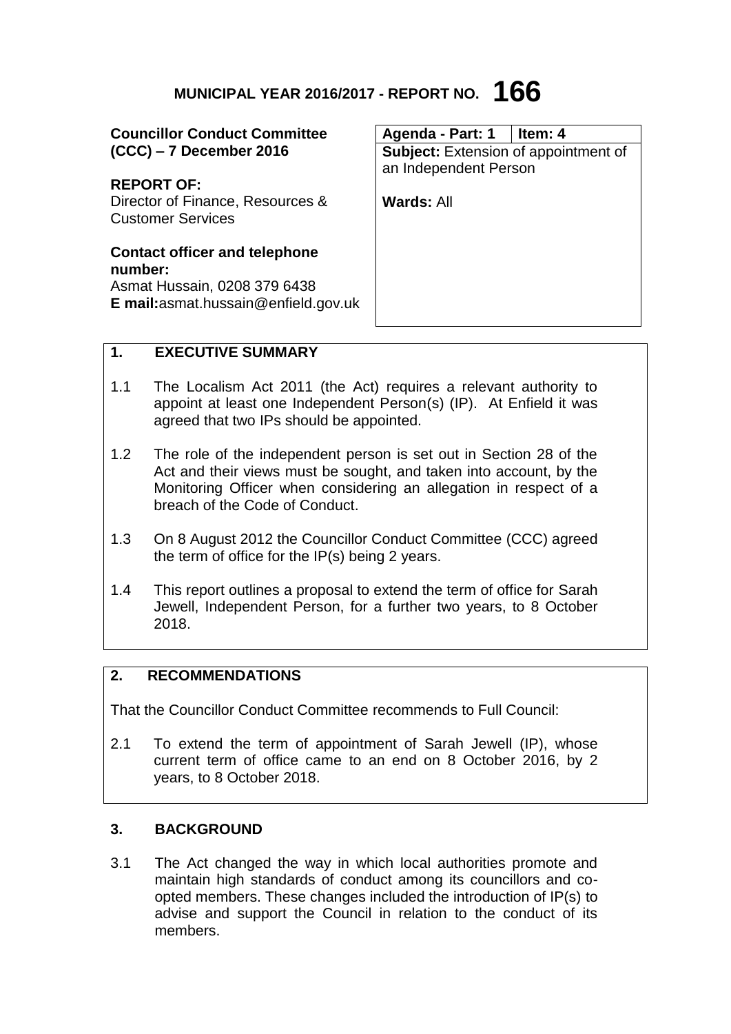# MUNICIPAL YEAR 2016/2017 - REPORT NO. 166

**Councillor Conduct Committee (CCC) – 7 December 2016**

**REPORT OF:**
Director of Finance, Resources & Customer Services

**Contact officer and telephone number:**
Asmat Hussain, 0208 379 6438
**E mail:**asmat.hussain@enfield.gov.uk

| Agenda - Part: 1 | Item: 4 |
|---|---|
| **Subject:** Extension of appointment of an Independent Person | |
| **Wards:** All | |

## 1. EXECUTIVE SUMMARY

1.1 The Localism Act 2011 (the Act) requires a relevant authority to appoint at least one Independent Person(s) (IP). At Enfield it was agreed that two IPs should be appointed.

1.2 The role of the independent person is set out in Section 28 of the Act and their views must be sought, and taken into account, by the Monitoring Officer when considering an allegation in respect of a breach of the Code of Conduct.

1.3 On 8 August 2012 the Councillor Conduct Committee (CCC) agreed the term of office for the IP(s) being 2 years.

1.4 This report outlines a proposal to extend the term of office for Sarah Jewell, Independent Person, for a further two years, to 8 October 2018.

## 2. RECOMMENDATIONS

That the Councillor Conduct Committee recommends to Full Council:

2.1 To extend the term of appointment of Sarah Jewell (IP), whose current term of office came to an end on 8 October 2016, by 2 years, to 8 October 2018.

## 3. BACKGROUND

3.1 The Act changed the way in which local authorities promote and maintain high standards of conduct among its councillors and co-opted members. These changes included the introduction of IP(s) to advise and support the Council in relation to the conduct of its members.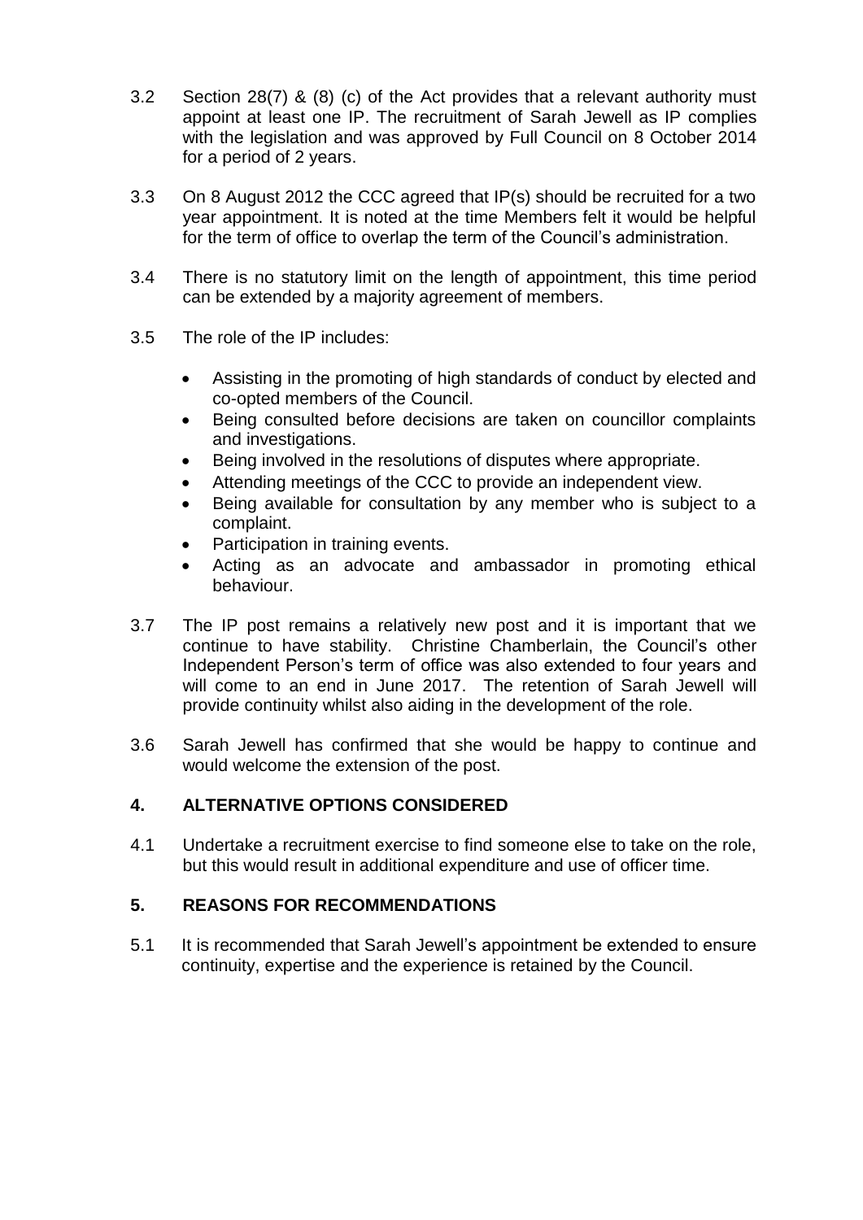3.2 Section 28(7) & (8) (c) of the Act provides that a relevant authority must appoint at least one IP. The recruitment of Sarah Jewell as IP complies with the legislation and was approved by Full Council on 8 October 2014 for a period of 2 years.

3.3 On 8 August 2012 the CCC agreed that IP(s) should be recruited for a two year appointment. It is noted at the time Members felt it would be helpful for the term of office to overlap the term of the Council's administration.

3.4 There is no statutory limit on the length of appointment, this time period can be extended by a majority agreement of members.

3.5 The role of the IP includes:

- Assisting in the promoting of high standards of conduct by elected and co-opted members of the Council.
- Being consulted before decisions are taken on councillor complaints and investigations.
- Being involved in the resolutions of disputes where appropriate.
- Attending meetings of the CCC to provide an independent view.
- Being available for consultation by any member who is subject to a complaint.
- Participation in training events.
- Acting as an advocate and ambassador in promoting ethical behaviour.

3.7 The IP post remains a relatively new post and it is important that we continue to have stability. Christine Chamberlain, the Council's other Independent Person's term of office was also extended to four years and will come to an end in June 2017. The retention of Sarah Jewell will provide continuity whilst also aiding in the development of the role.

3.6 Sarah Jewell has confirmed that she would be happy to continue and would welcome the extension of the post.

## 4. ALTERNATIVE OPTIONS CONSIDERED

4.1 Undertake a recruitment exercise to find someone else to take on the role, but this would result in additional expenditure and use of officer time.

## 5. REASONS FOR RECOMMENDATIONS

5.1 It is recommended that Sarah Jewell's appointment be extended to ensure continuity, expertise and the experience is retained by the Council.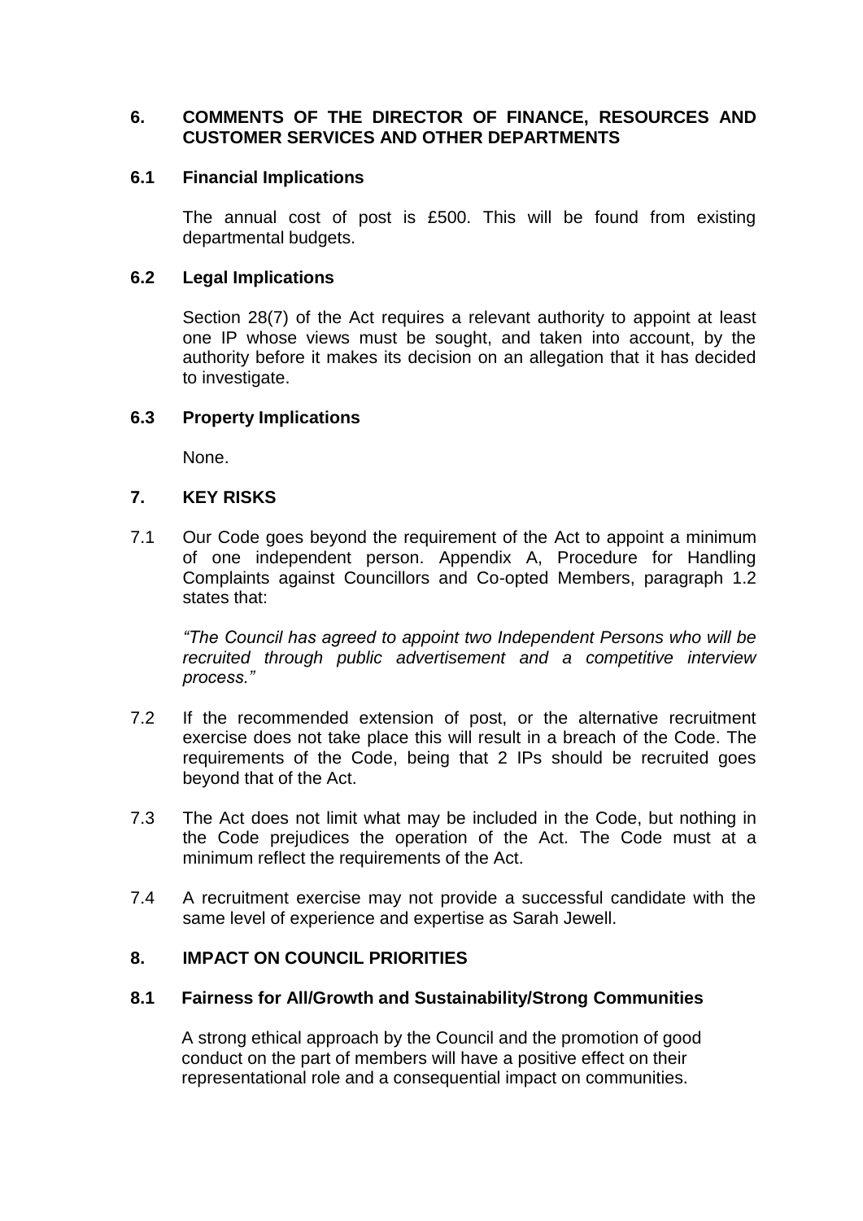## 6. COMMENTS OF THE DIRECTOR OF FINANCE, RESOURCES AND CUSTOMER SERVICES AND OTHER DEPARTMENTS

### 6.1 Financial Implications

The annual cost of post is £500. This will be found from existing departmental budgets.

### 6.2 Legal Implications

Section 28(7) of the Act requires a relevant authority to appoint at least one IP whose views must be sought, and taken into account, by the authority before it makes its decision on an allegation that it has decided to investigate.

### 6.3 Property Implications

None.

## 7. KEY RISKS

7.1 Our Code goes beyond the requirement of the Act to appoint a minimum of one independent person. Appendix A, Procedure for Handling Complaints against Councillors and Co-opted Members, paragraph 1.2 states that:

*"The Council has agreed to appoint two Independent Persons who will be recruited through public advertisement and a competitive interview process."*

7.2 If the recommended extension of post, or the alternative recruitment exercise does not take place this will result in a breach of the Code. The requirements of the Code, being that 2 IPs should be recruited goes beyond that of the Act.

7.3 The Act does not limit what may be included in the Code, but nothing in the Code prejudices the operation of the Act. The Code must at a minimum reflect the requirements of the Act.

7.4 A recruitment exercise may not provide a successful candidate with the same level of experience and expertise as Sarah Jewell.

## 8. IMPACT ON COUNCIL PRIORITIES

### 8.1 Fairness for All/Growth and Sustainability/Strong Communities

A strong ethical approach by the Council and the promotion of good conduct on the part of members will have a positive effect on their representational role and a consequential impact on communities.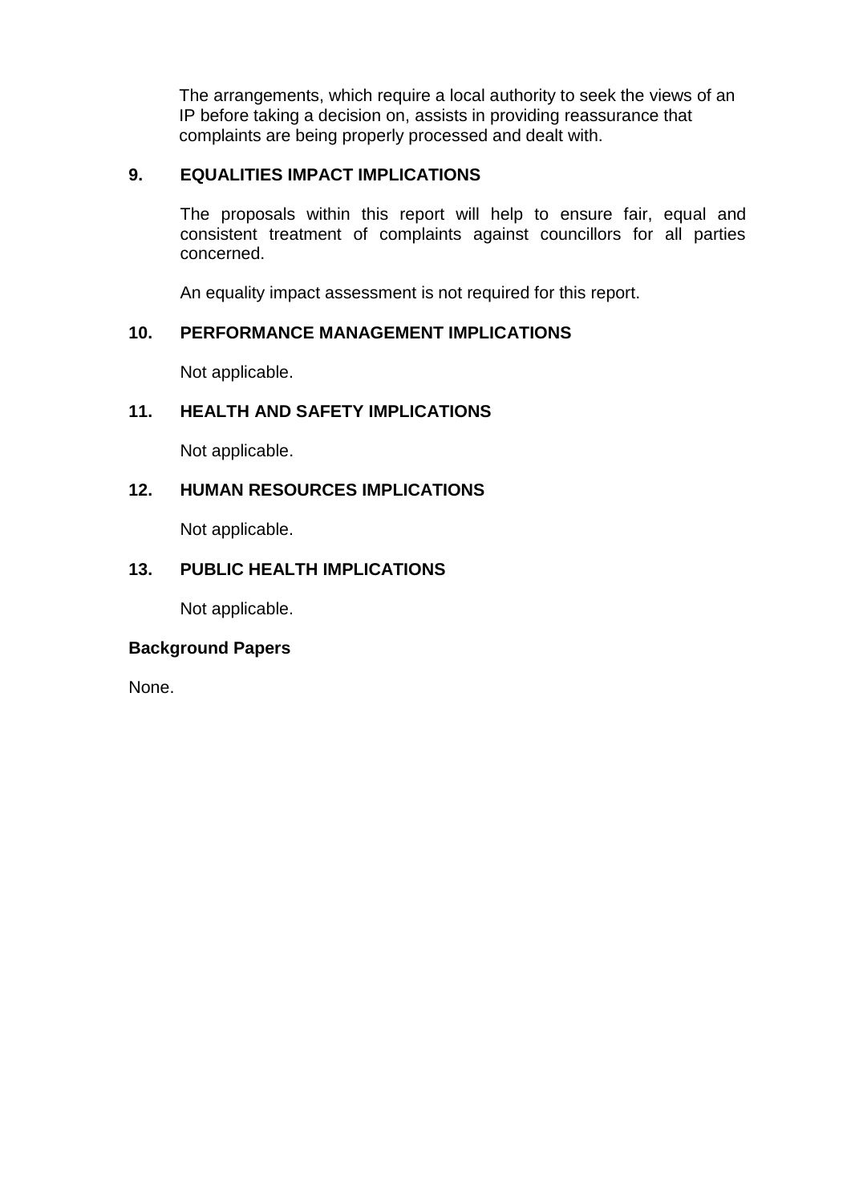The arrangements, which require a local authority to seek the views of an IP before taking a decision on, assists in providing reassurance that complaints are being properly processed and dealt with.

## 9. EQUALITIES IMPACT IMPLICATIONS

The proposals within this report will help to ensure fair, equal and consistent treatment of complaints against councillors for all parties concerned.

An equality impact assessment is not required for this report.

## 10. PERFORMANCE MANAGEMENT IMPLICATIONS

Not applicable.

## 11. HEALTH AND SAFETY IMPLICATIONS

Not applicable.

## 12. HUMAN RESOURCES IMPLICATIONS

Not applicable.

## 13. PUBLIC HEALTH IMPLICATIONS

Not applicable.

**Background Papers**

None.